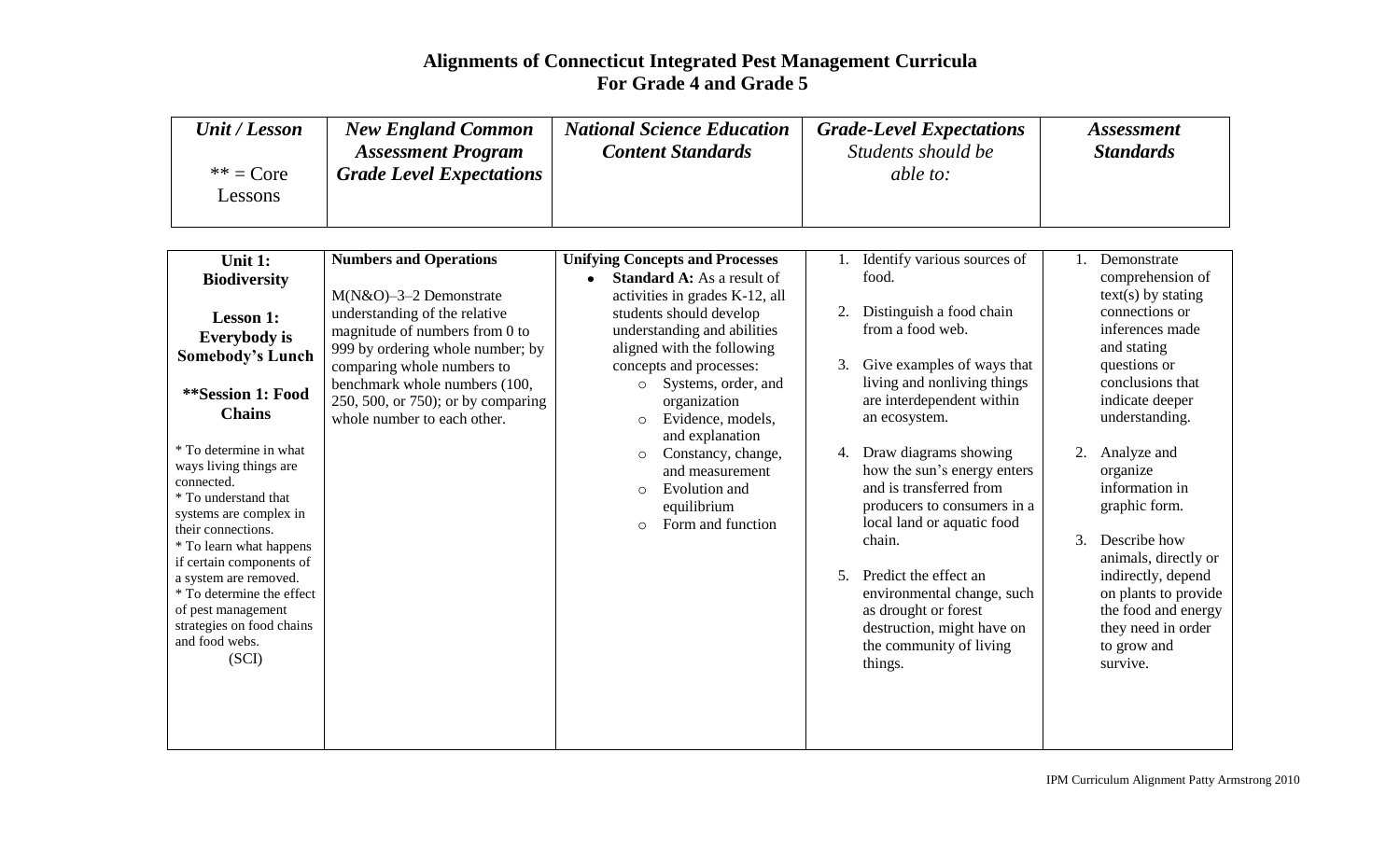# Alignments of Connecticut Integrated Pest Management Curricula
# For Grade 4 and Grade 5

| *Unit / Lesson*<br><br>** = Core Lessons | ***New England Common Assessment Program Grade Level Expectations*** | ***National Science Education Content Standards*** | ***Grade-Level Expectations*** *Students should be able to:* | ***Assessment Standards*** |
|---|---|---|---|---|
| **Unit 1: Biodiversity**<br><br>**Lesson 1: Everybody is Somebody's Lunch**<br><br>****Session 1: Food Chains**<br><br>* To determine in what ways living things are connected.<br>* To understand that systems are complex in their connections.<br>* To learn what happens if certain components of a system are removed.<br>* To determine the effect of pest management strategies on food chains and food webs.<br>(SCI) | **Numbers and Operations**<br><br>M(N&O)–3–2 Demonstrate understanding of the relative magnitude of numbers from 0 to 999 by ordering whole number; by comparing whole numbers to benchmark whole numbers (100, 250, 500, or 750); or by comparing whole number to each other. | **Unifying Concepts and Processes**<br>• **Standard A:** As a result of activities in grades K-12, all students should develop understanding and abilities aligned with the following concepts and processes:<br>○ Systems, order, and organization<br>○ Evidence, models, and explanation<br>○ Constancy, change, and measurement<br>○ Evolution and equilibrium<br>○ Form and function | 1. Identify various sources of food.<br><br>2. Distinguish a food chain from a food web.<br><br>3. Give examples of ways that living and nonliving things are interdependent within an ecosystem.<br><br>4. Draw diagrams showing how the sun's energy enters and is transferred from producers to consumers in a local land or aquatic food chain.<br><br>5. Predict the effect an environmental change, such as drought or forest destruction, might have on the community of living things. | 1. Demonstrate comprehension of text(s) by stating connections or inferences made and stating questions or conclusions that indicate deeper understanding.<br><br>2. Analyze and organize information in graphic form.<br><br>3. Describe how animals, directly or indirectly, depend on plants to provide the food and energy they need in order to grow and survive. |

IPM Curriculum Alignment Patty Armstrong 2010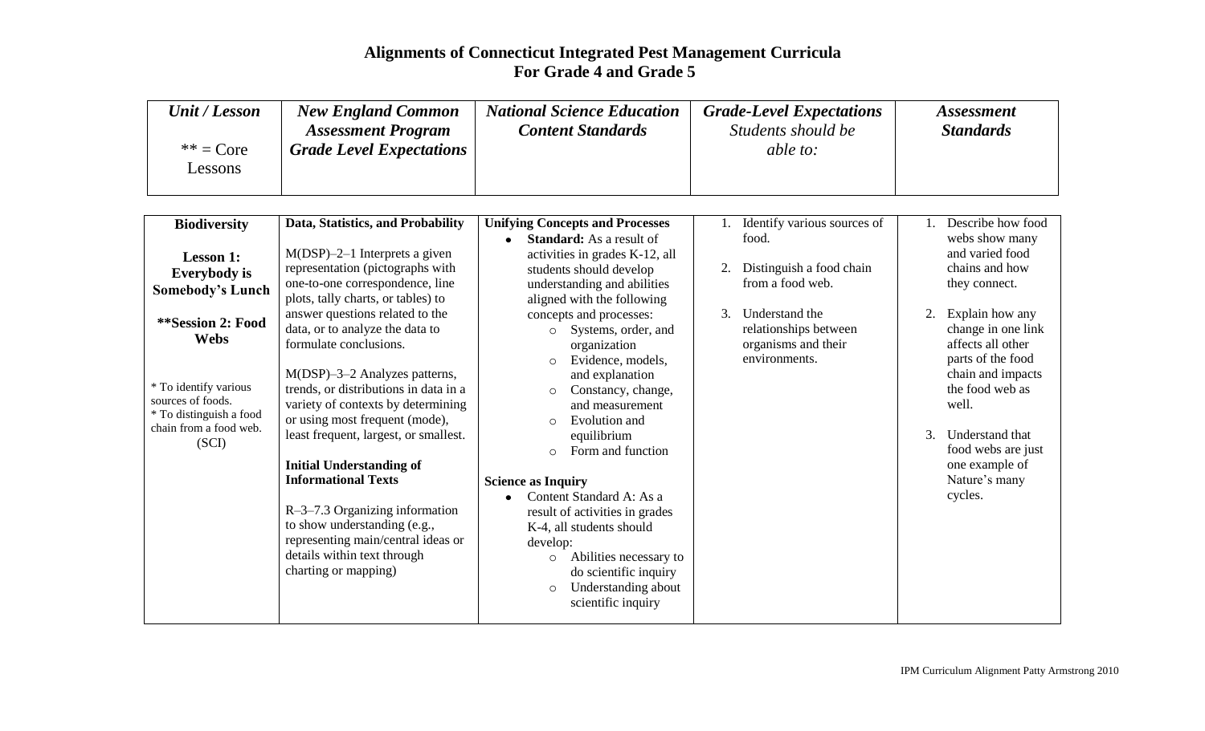# Alignments of Connecticut Integrated Pest Management Curricula
# For Grade 4 and Grade 5

| *Unit / Lesson*<br><br>** = Core Lessons | *New England Common Assessment Program Grade Level Expectations* | *National Science Education Content Standards* | *Grade-Level Expectations* *Students should be able to:* | *Assessment Standards* |
|---|---|---|---|---|
| **Biodiversity**<br><br>**Lesson 1: Everybody is Somebody's Lunch**<br><br>****Session 2: Food Webs**<br><br>* To identify various sources of foods.<br>* To distinguish a food chain from a food web.<br>(SCI) | **Data, Statistics, and Probability**<br><br>M(DSP)–2–1 Interprets a given representation (pictographs with one-to-one correspondence, line plots, tally charts, or tables) to answer questions related to the data, or to analyze the data to formulate conclusions.<br><br>M(DSP)–3–2 Analyzes patterns, trends, or distributions in data in a variety of contexts by determining or using most frequent (mode), least frequent, largest, or smallest.<br><br>**Initial Understanding of Informational Texts**<br><br>R–3–7.3 Organizing information to show understanding (e.g., representing main/central ideas or details within text through charting or mapping) | **Unifying Concepts and Processes**<br>• **Standard:** As a result of activities in grades K-12, all students should develop understanding and abilities aligned with the following concepts and processes:<br>○ Systems, order, and organization<br>○ Evidence, models, and explanation<br>○ Constancy, change, and measurement<br>○ Evolution and equilibrium<br>○ Form and function<br><br>**Science as Inquiry**<br>• Content Standard A: As a result of activities in grades K-4, all students should develop:<br>○ Abilities necessary to do scientific inquiry<br>○ Understanding about scientific inquiry | 1. Identify various sources of food.<br><br>2. Distinguish a food chain from a food web.<br><br>3. Understand the relationships between organisms and their environments. | 1. Describe how food webs show many and varied food chains and how they connect.<br><br>2. Explain how any change in one link affects all other parts of the food chain and impacts the food web as well.<br><br>3. Understand that food webs are just one example of Nature's many cycles. |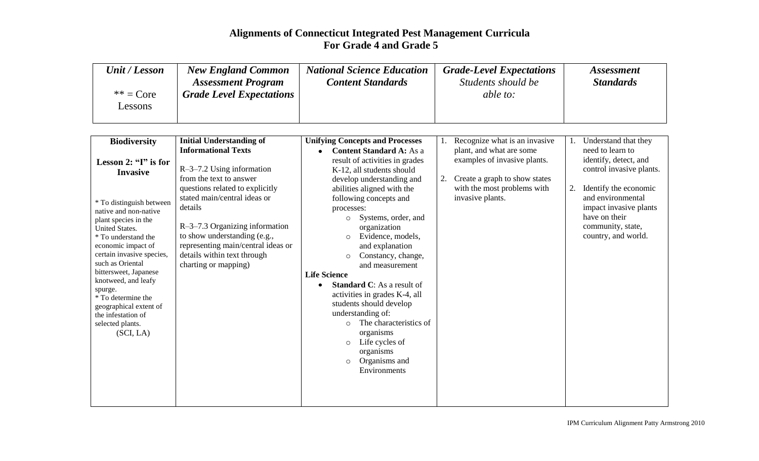# Alignments of Connecticut Integrated Pest Management Curricula
# For Grade 4 and Grade 5

| *Unit / Lesson*<br><br>** = Core Lessons | *New England Common Assessment Program Grade Level Expectations* | *National Science Education Content Standards* | *Grade-Level Expectations* Students should be *able to:* | *Assessment Standards* |
|---|---|---|---|---|
| **Biodiversity**<br><br>**Lesson 2: "I" is for Invasive**<br><br>* To distinguish between native and non-native plant species in the United States.<br>* To understand the economic impact of certain invasive species, such as Oriental bittersweet, Japanese knotweed, and leafy spurge.<br>* To determine the geographical extent of the infestation of selected plants.<br>(SCI, LA) | **Initial Understanding of Informational Texts**<br><br>R–3–7.2 Using information from the text to answer questions related to explicitly stated main/central ideas or details<br><br>R–3–7.3 Organizing information to show understanding (e.g., representing main/central ideas or details within text through charting or mapping) | **Unifying Concepts and Processes**<br>• **Content Standard A:** As a result of activities in grades K-12, all students should develop understanding and abilities aligned with the following concepts and processes:<br>  ○ Systems, order, and organization<br>  ○ Evidence, models, and explanation<br>  ○ Constancy, change, and measurement<br>**Life Science**<br>• **Standard C**: As a result of activities in grades K-4, all students should develop understanding of:<br>  ○ The characteristics of organisms<br>  ○ Life cycles of organisms<br>  ○ Organisms and Environments | 1. Recognize what is an invasive plant, and what are some examples of invasive plants.<br><br>2. Create a graph to show states with the most problems with invasive plants. | 1. Understand that they need to learn to identify, detect, and control invasive plants.<br><br>2. Identify the economic and environmental impact invasive plants have on their community, state, country, and world. |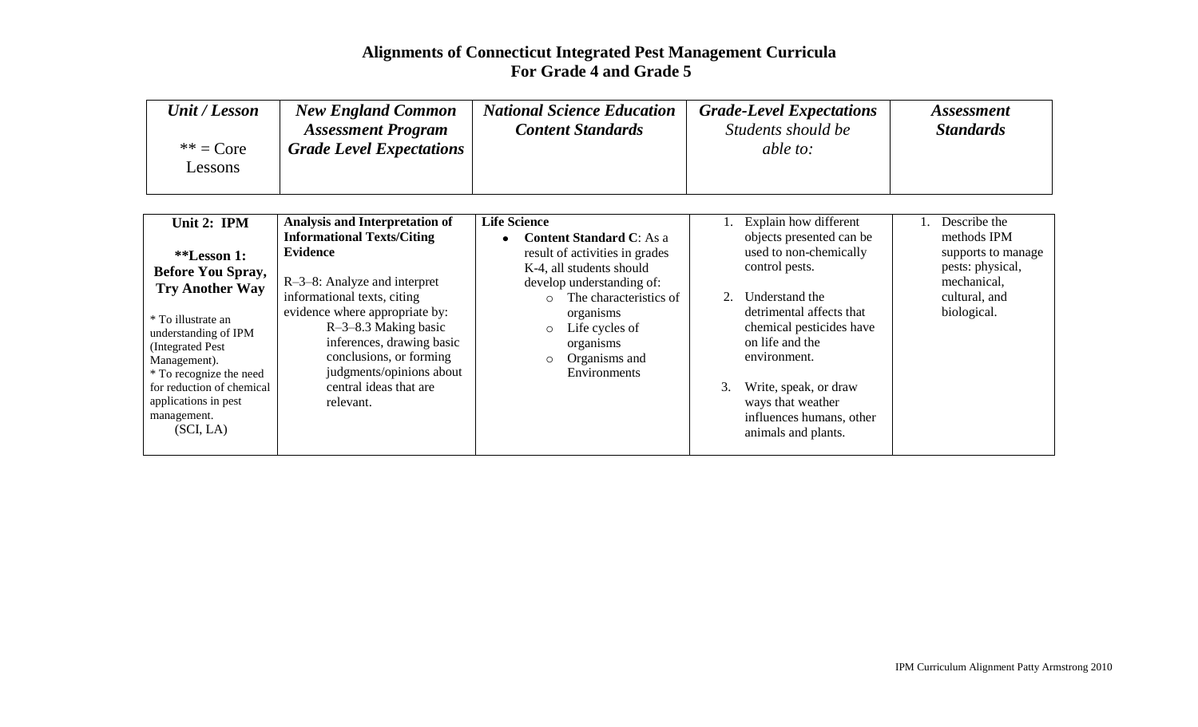# Alignments of Connecticut Integrated Pest Management Curricula For Grade 4 and Grade 5

| *Unit / Lesson*<br><br>** = Core Lessons | *New England Common Assessment Program Grade Level Expectations* | *National Science Education Content Standards* | *Grade-Level Expectations* *Students should be able to:* | *Assessment Standards* |
|---|---|---|---|---|
| **Unit 2: IPM**<br><br>****Lesson 1: Before You Spray, Try Another Way**<br><br>* To illustrate an understanding of IPM (Integrated Pest Management).<br>* To recognize the need for reduction of chemical applications in pest management.<br>(SCI, LA) | **Analysis and Interpretation of Informational Texts/Citing Evidence**<br><br>R–3–8: Analyze and interpret informational texts, citing evidence where appropriate by:<br>R–3–8.3 Making basic inferences, drawing basic conclusions, or forming judgments/opinions about central ideas that are relevant. | **Life Science**<br>• **Content Standard C**: As a result of activities in grades K-4, all students should develop understanding of:<br>○ The characteristics of organisms<br>○ Life cycles of organisms<br>○ Organisms and Environments | 1. Explain how different objects presented can be used to non-chemically control pests.<br><br>2. Understand the detrimental affects that chemical pesticides have on life and the environment.<br><br>3. Write, speak, or draw ways that weather influences humans, other animals and plants. | 1. Describe the methods IPM supports to manage pests: physical, mechanical, cultural, and biological. |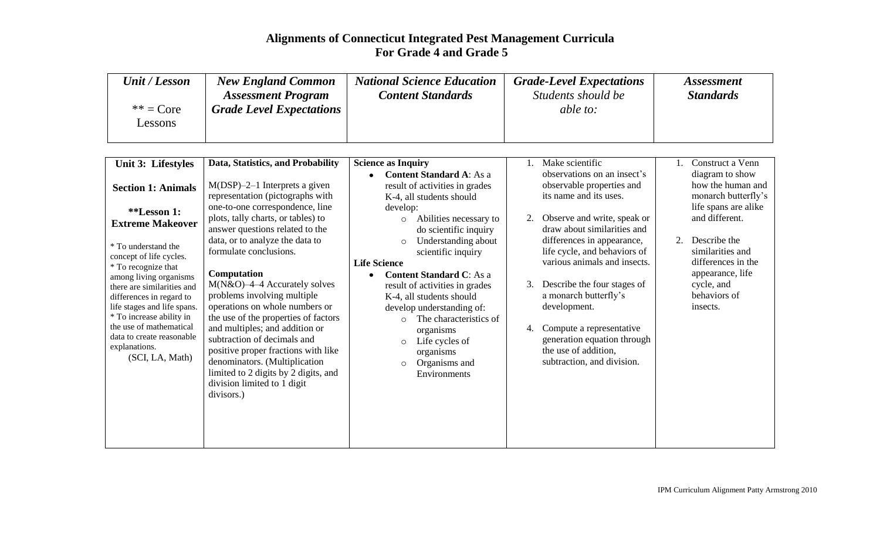# Alignments of Connecticut Integrated Pest Management Curricula
# For Grade 4 and Grade 5

| *Unit / Lesson*<br><br>** = Core Lessons | *New England Common Assessment Program Grade Level Expectations* | *National Science Education Content Standards* | *Grade-Level Expectations* *Students should be able to:* | *Assessment Standards* |
|---|---|---|---|---|
| **Unit 3: Lifestyles**<br><br>**Section 1: Animals**<br><br>****Lesson 1: Extreme Makeover**<br><br>* To understand the concept of life cycles.<br>* To recognize that among living organisms there are similarities and differences in regard to life stages and life spans.<br>* To increase ability in the use of mathematical data to create reasonable explanations.<br>(SCI, LA, Math) | **Data, Statistics, and Probability**<br><br>M(DSP)–2–1 Interprets a given representation (pictographs with one-to-one correspondence, line plots, tally charts, or tables) to answer questions related to the data, or to analyze the data to formulate conclusions.<br><br>**Computation**<br>M(N&O)–4–4 Accurately solves problems involving multiple operations on whole numbers or the use of the properties of factors and multiples; and addition or subtraction of decimals and positive proper fractions with like denominators. (Multiplication limited to 2 digits by 2 digits, and division limited to 1 digit divisors.) | **Science as Inquiry**<br>• **Content Standard A**: As a result of activities in grades K-4, all students should develop:<br>  ○ Abilities necessary to do scientific inquiry<br>  ○ Understanding about scientific inquiry<br>**Life Science**<br>• **Content Standard C**: As a result of activities in grades K-4, all students should develop understanding of:<br>  ○ The characteristics of organisms<br>  ○ Life cycles of organisms<br>  ○ Organisms and Environments | 1. Make scientific observations on an insect's observable properties and its name and its uses.<br><br>2. Observe and write, speak or draw about similarities and differences in appearance, life cycle, and behaviors of various animals and insects.<br><br>3. Describe the four stages of a monarch butterfly's development.<br><br>4. Compute a representative generation equation through the use of addition, subtraction, and division. | 1. Construct a Venn diagram to show how the human and monarch butterfly's life spans are alike and different.<br><br>2. Describe the similarities and differences in the appearance, life cycle, and behaviors of insects. |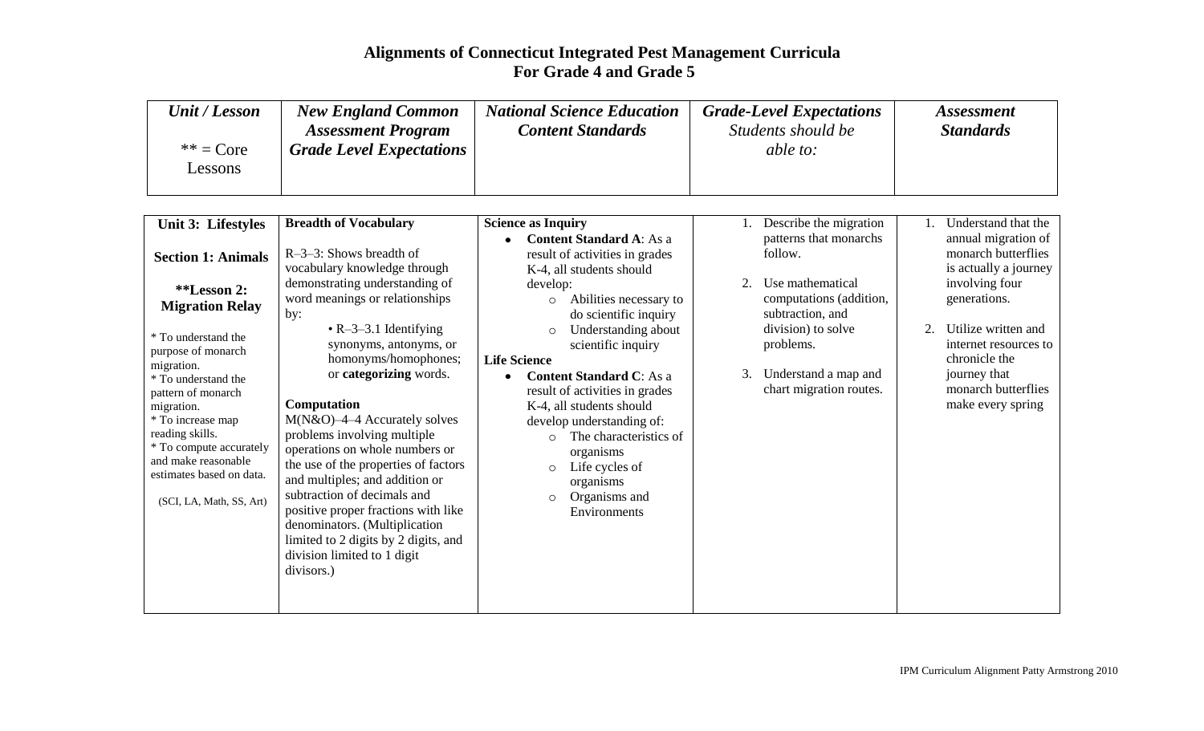# Alignments of Connecticut Integrated Pest Management Curricula
# For Grade 4 and Grade 5

| *Unit / Lesson*<br><br>** = Core Lessons | *New England Common Assessment Program Grade Level Expectations* | *National Science Education Content Standards* | ***Grade-Level Expectations*** *Students should be able to:* | *Assessment Standards* |
|---|---|---|---|---|
| **Unit 3: Lifestyles**<br><br>**Section 1: Animals**<br><br>****Lesson 2: Migration Relay**<br><br>* To understand the purpose of monarch migration.<br>* To understand the pattern of monarch migration.<br>* To increase map reading skills.<br>* To compute accurately and make reasonable estimates based on data.<br><br>(SCI, LA, Math, SS, Art) | **Breadth of Vocabulary**<br><br>R–3–3: Shows breadth of vocabulary knowledge through demonstrating understanding of word meanings or relationships by:<br>• R–3–3.1 Identifying synonyms, antonyms, or homonyms/homophones; or **categorizing** words.<br><br>**Computation**<br>M(N&O)–4–4 Accurately solves problems involving multiple operations on whole numbers or the use of the properties of factors and multiples; and addition or subtraction of decimals and positive proper fractions with like denominators. (Multiplication limited to 2 digits by 2 digits, and division limited to 1 digit divisors.) | **Science as Inquiry**<br>• **Content Standard A**: As a result of activities in grades K-4, all students should develop:<br>○ Abilities necessary to do scientific inquiry<br>○ Understanding about scientific inquiry<br>**Life Science**<br>• **Content Standard C**: As a result of activities in grades K-4, all students should develop understanding of:<br>○ The characteristics of organisms<br>○ Life cycles of organisms<br>○ Organisms and Environments | 1. Describe the migration patterns that monarchs follow.<br><br>2. Use mathematical computations (addition, subtraction, and division) to solve problems.<br><br>3. Understand a map and chart migration routes. | 1. Understand that the annual migration of monarch butterflies is actually a journey involving four generations.<br><br>2. Utilize written and internet resources to chronicle the journey that monarch butterflies make every spring |

IPM Curriculum Alignment Patty Armstrong 2010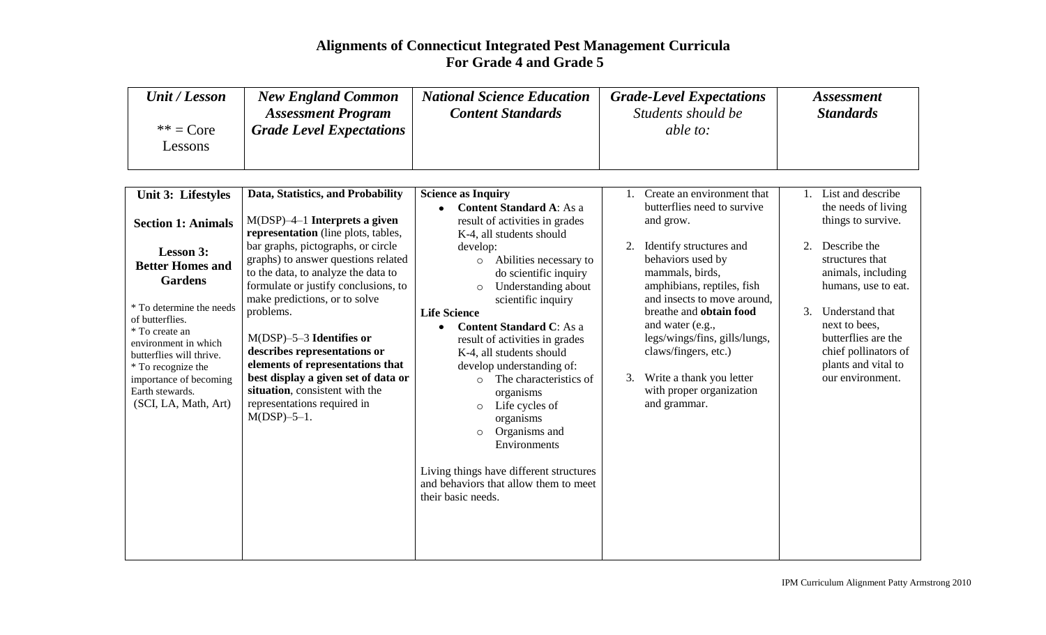## Alignments of Connecticut Integrated Pest Management Curricula For Grade 4 and Grade 5

| *Unit / Lesson*<br><br>** = Core Lessons | *New England Common Assessment Program Grade Level Expectations* | *National Science Education Content Standards* | ***Grade-Level Expectations*** *Students should be able to:* | ***Assessment Standards*** |
|---|---|---|---|---|
| **Unit 3: Lifestyles**<br><br>**Section 1: Animals**<br><br>**Lesson 3: Better Homes and Gardens**<br><br>* To determine the needs of butterflies.<br>* To create an environment in which butterflies will thrive.<br>* To recognize the importance of becoming Earth stewards.<br>(SCI, LA, Math, Art) | **Data, Statistics, and Probability**<br><br>M(DSP)–4–1 **Interprets a given representation** (line plots, tables, bar graphs, pictographs, or circle graphs) to answer questions related to the data, to analyze the data to formulate or justify conclusions, to make predictions, or to solve problems.<br><br>M(DSP)–5–3 **Identifies or describes representations or elements of representations that best display a given set of data or situation**, consistent with the representations required in M(DSP)–5–1. | **Science as Inquiry**<br>• **Content Standard A**: As a result of activities in grades K-4, all students should develop:<br>  ○ Abilities necessary to do scientific inquiry<br>  ○ Understanding about scientific inquiry<br>**Life Science**<br>• **Content Standard C**: As a result of activities in grades K-4, all students should develop understanding of:<br>  ○ The characteristics of organisms<br>  ○ Life cycles of organisms<br>  ○ Organisms and Environments<br><br>Living things have different structures and behaviors that allow them to meet their basic needs. | 1. Create an environment that butterflies need to survive and grow.<br><br>2. Identify structures and behaviors used by mammals, birds, amphibians, reptiles, fish and insects to move around, breathe and **obtain food** and water (e.g., legs/wings/fins, gills/lungs, claws/fingers, etc.)<br><br>3. Write a thank you letter with proper organization and grammar. | 1. List and describe the needs of living things to survive.<br><br>2. Describe the structures that animals, including humans, use to eat.<br><br>3. Understand that next to bees, butterflies are the chief pollinators of plants and vital to our environment. |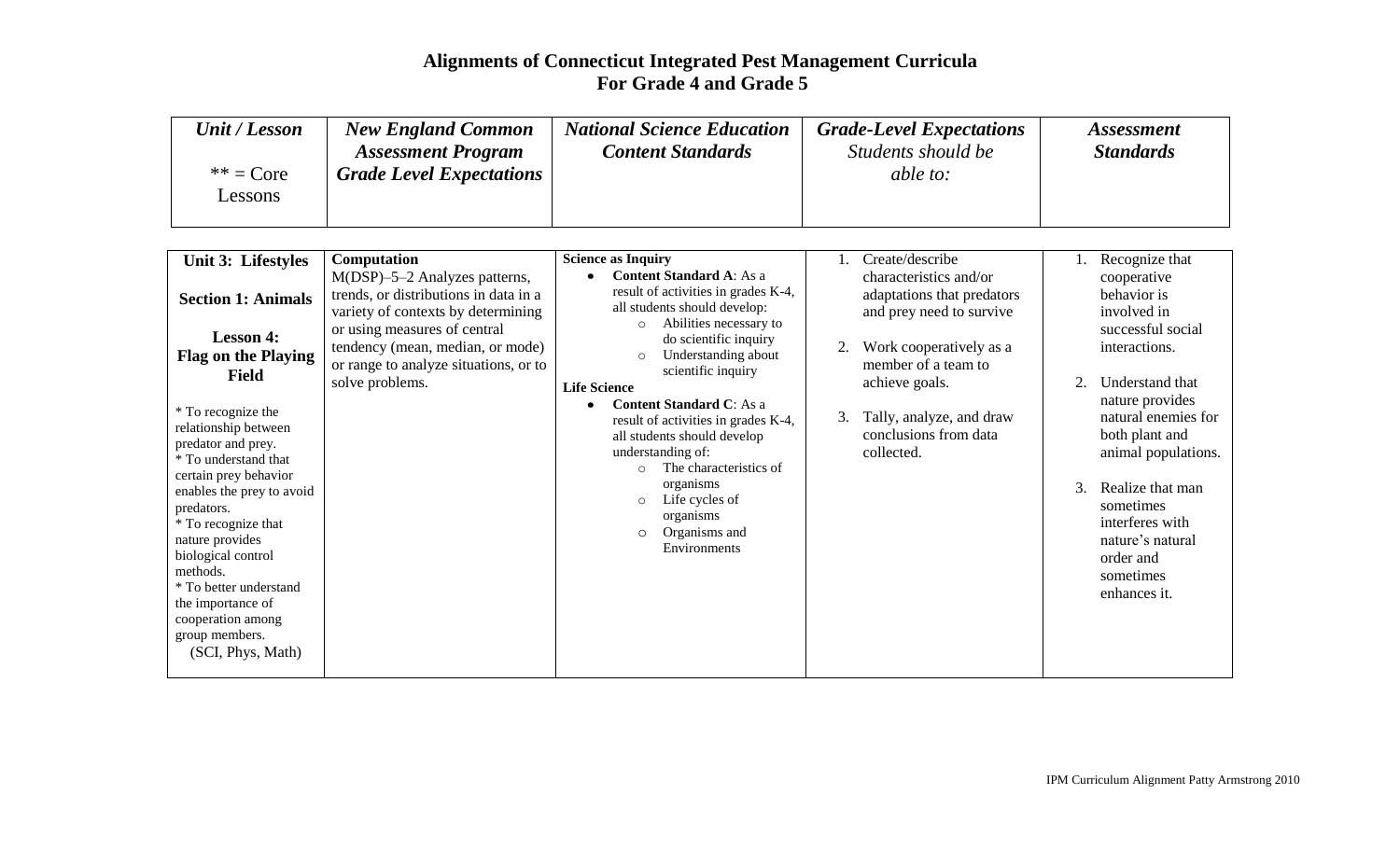# Alignments of Connecticut Integrated Pest Management Curricula
# For Grade 4 and Grade 5

| *Unit / Lesson* <br><br> ** = Core Lessons | *New England Common Assessment Program Grade Level Expectations* | *National Science Education Content Standards* | *Grade-Level Expectations* Students should be able to: | *Assessment Standards* |
|---|---|---|---|---|
| **Unit 3: Lifestyles** <br><br> **Section 1: Animals** <br><br> **Lesson 4: Flag on the Playing Field** <br><br> * To recognize the relationship between predator and prey. <br> * To understand that certain prey behavior enables the prey to avoid predators. <br> * To recognize that nature provides biological control methods. <br> * To better understand the importance of cooperation among group members. <br> (SCI, Phys, Math) | **Computation** <br> M(DSP)–5–2 Analyzes patterns, trends, or distributions in data in a variety of contexts by determining or using measures of central tendency (mean, median, or mode) or range to analyze situations, or to solve problems. | **Science as Inquiry** <br> • **Content Standard A**: As a result of activities in grades K-4, all students should develop: <br> ○ Abilities necessary to do scientific inquiry <br> ○ Understanding about scientific inquiry <br> **Life Science** <br> • **Content Standard C**: As a result of activities in grades K-4, all students should develop understanding of: <br> ○ The characteristics of organisms <br> ○ Life cycles of organisms <br> ○ Organisms and Environments | 1. Create/describe characteristics and/or adaptations that predators and prey need to survive <br><br> 2. Work cooperatively as a member of a team to achieve goals. <br><br> 3. Tally, analyze, and draw conclusions from data collected. | 1. Recognize that cooperative behavior is involved in successful social interactions. <br><br> 2. Understand that nature provides natural enemies for both plant and animal populations. <br><br> 3. Realize that man sometimes interferes with nature's natural order and sometimes enhances it. |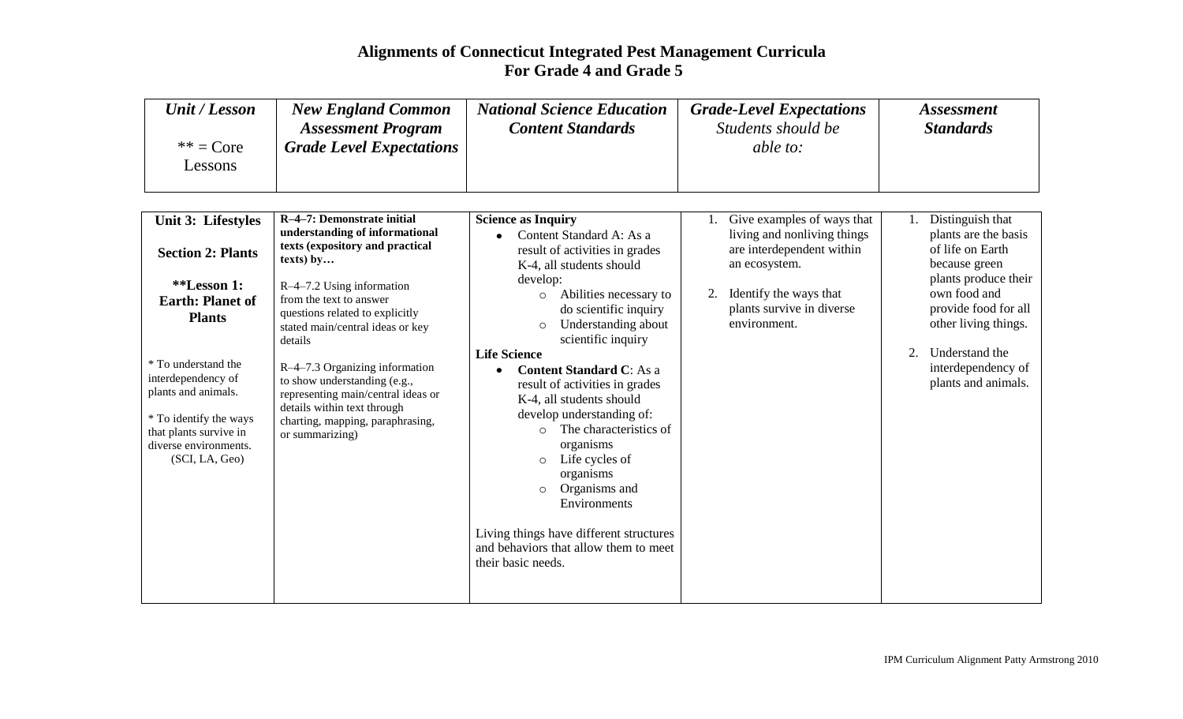# Alignments of Connecticut Integrated Pest Management Curricula For Grade 4 and Grade 5

| *Unit / Lesson*<br><br>** = Core Lessons | *New England Common Assessment Program Grade Level Expectations* | *National Science Education Content Standards* | *Grade-Level Expectations* Students should be able to: | *Assessment Standards* |
|---|---|---|---|---|
| **Unit 3: Lifestyles**<br><br>**Section 2: Plants**<br><br>****Lesson 1: Earth: Planet of Plants**<br><br>* To understand the interdependency of plants and animals.<br><br>* To identify the ways that plants survive in diverse environments. (SCI, LA, Geo) | **R–4–7: Demonstrate initial understanding of informational texts (expository and practical texts) by…**<br><br>R–4–7.2 Using information from the text to answer questions related to explicitly stated main/central ideas or key details<br><br>R–4–7.3 Organizing information to show understanding (e.g., representing main/central ideas or details within text through charting, mapping, paraphrasing, or summarizing) | **Science as Inquiry**<br>• Content Standard A: As a result of activities in grades K-4, all students should develop:<br>  ○ Abilities necessary to do scientific inquiry<br>  ○ Understanding about scientific inquiry<br>**Life Science**<br>• **Content Standard C**: As a result of activities in grades K-4, all students should develop understanding of:<br>  ○ The characteristics of organisms<br>  ○ Life cycles of organisms<br>  ○ Organisms and Environments<br><br>Living things have different structures and behaviors that allow them to meet their basic needs. | 1. Give examples of ways that living and nonliving things are interdependent within an ecosystem.<br><br>2. Identify the ways that plants survive in diverse environment. | 1. Distinguish that plants are the basis of life on Earth because green plants produce their own food and provide food for all other living things.<br><br>2. Understand the interdependency of plants and animals. |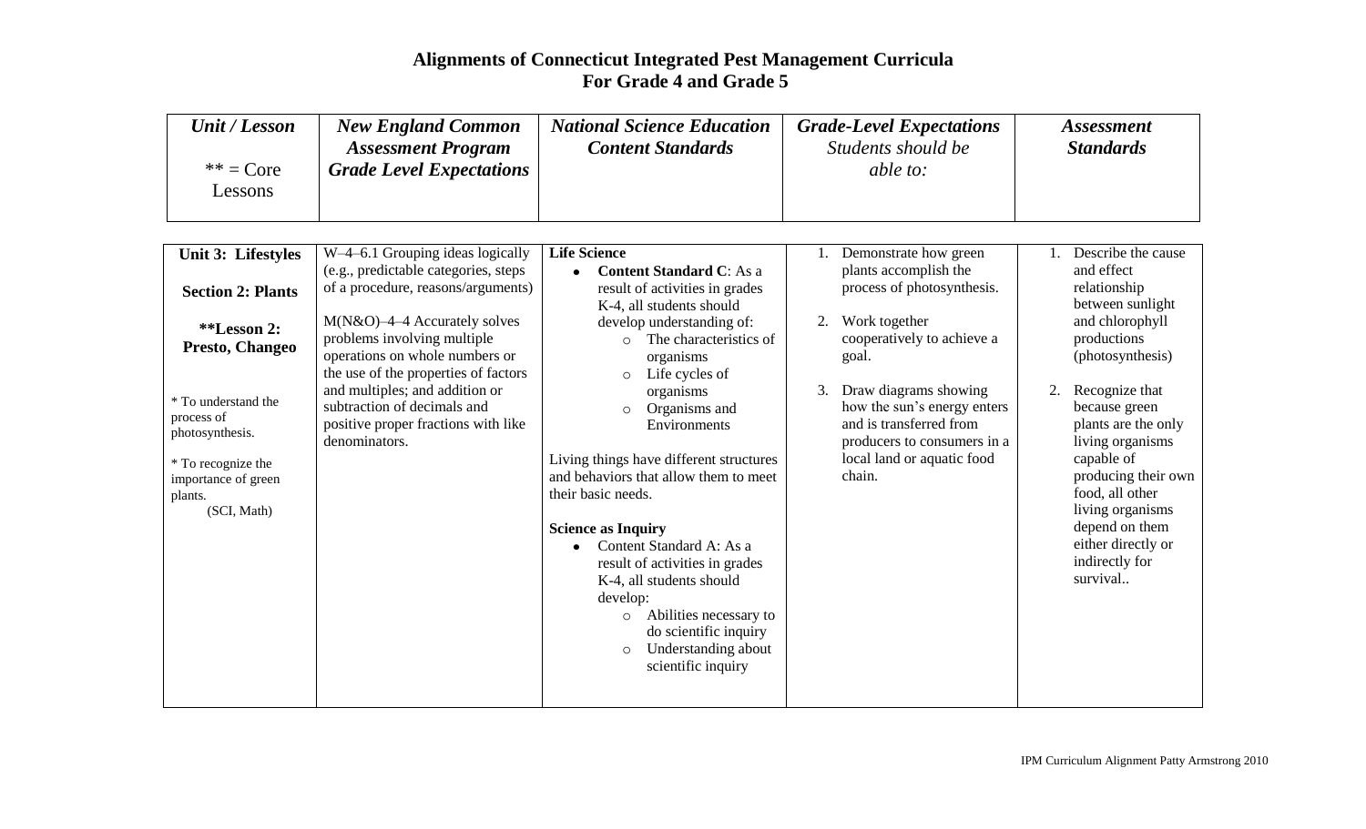# Alignments of Connecticut Integrated Pest Management Curricula For Grade 4 and Grade 5

| *Unit / Lesson*<br><br>** = Core Lessons | *New England Common Assessment Program Grade Level Expectations* | *National Science Education Content Standards* | *Grade-Level Expectations* Students should be *able to:* | *Assessment Standards* |
|---|---|---|---|---|
| **Unit 3: Lifestyles**<br><br>**Section 2: Plants**<br><br>****Lesson 2: Presto, Changeo**<br><br>* To understand the process of photosynthesis.<br><br>* To recognize the importance of green plants.<br>(SCI, Math) | W–4–6.1 Grouping ideas logically (e.g., predictable categories, steps of a procedure, reasons/arguments)<br><br>M(N&O)–4–4 Accurately solves problems involving multiple operations on whole numbers or the use of the properties of factors and multiples; and addition or subtraction of decimals and positive proper fractions with like denominators. | **Life Science**<br>• **Content Standard C**: As a result of activities in grades K-4, all students should develop understanding of:<br>○ The characteristics of organisms<br>○ Life cycles of organisms<br>○ Organisms and Environments<br><br>Living things have different structures and behaviors that allow them to meet their basic needs.<br><br>**Science as Inquiry**<br>• Content Standard A: As a result of activities in grades K-4, all students should develop:<br>○ Abilities necessary to do scientific inquiry<br>○ Understanding about scientific inquiry | 1. Demonstrate how green plants accomplish the process of photosynthesis.<br><br>2. Work together cooperatively to achieve a goal.<br><br>3. Draw diagrams showing how the sun's energy enters and is transferred from producers to consumers in a local land or aquatic food chain. | 1. Describe the cause and effect relationship between sunlight and chlorophyll productions (photosynthesis)<br><br>2. Recognize that because green plants are the only living organisms capable of producing their own food, all other living organisms depend on them either directly or indirectly for survival.. |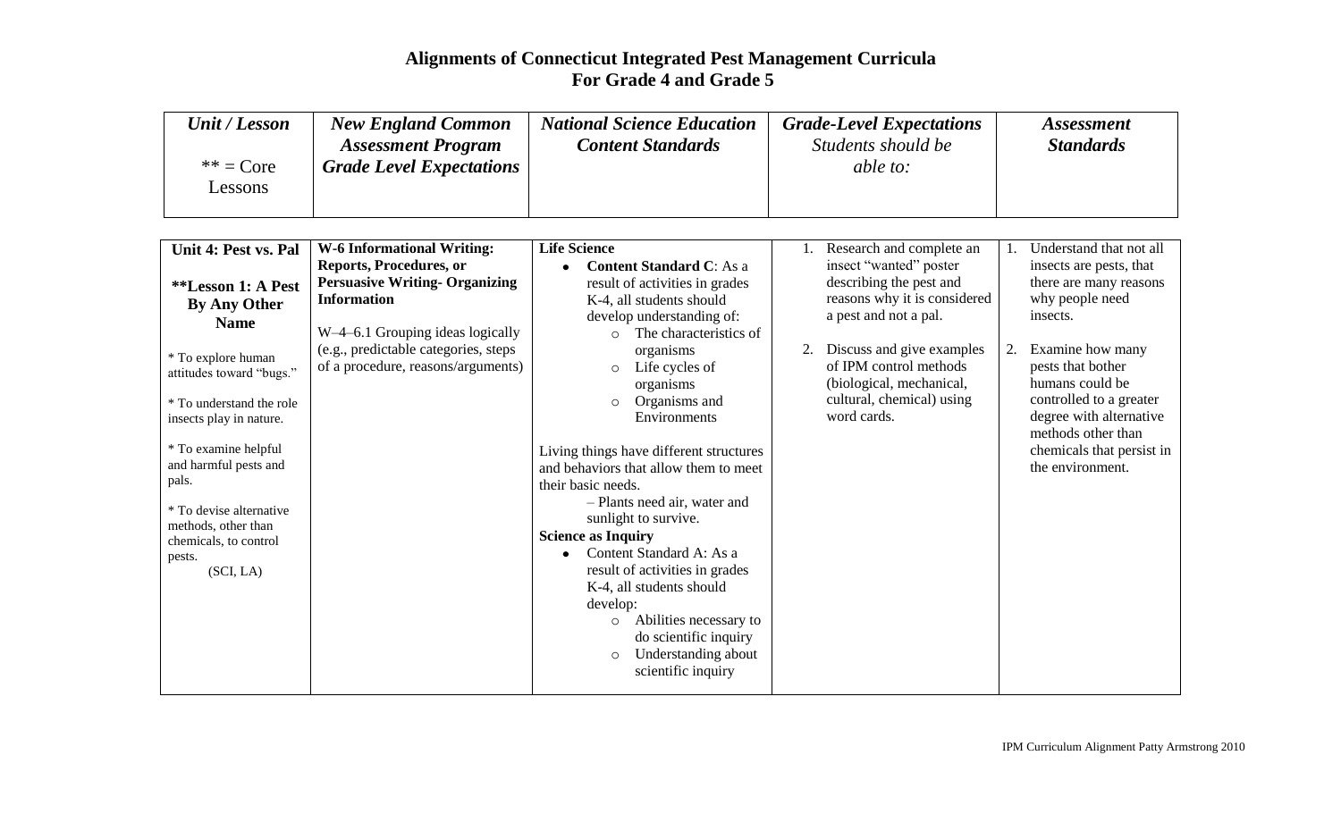# Alignments of Connecticut Integrated Pest Management Curricula
# For Grade 4 and Grade 5

| *Unit / Lesson*<br><br>** = Core Lessons | *New England Common Assessment Program Grade Level Expectations* | *National Science Education Content Standards* | *Grade-Level Expectations* Students should be *able to:* | *Assessment Standards* |
|---|---|---|---|---|
| **Unit 4: Pest vs. Pal**<br><br>****Lesson 1: A Pest By Any Other Name**<br><br>* To explore human attitudes toward "bugs."<br><br>* To understand the role insects play in nature.<br><br>* To examine helpful and harmful pests and pals.<br><br>* To devise alternative methods, other than chemicals, to control pests.<br>(SCI, LA) | **W-6 Informational Writing: Reports, Procedures, or Persuasive Writing- Organizing Information**<br><br>W–4–6.1 Grouping ideas logically (e.g., predictable categories, steps of a procedure, reasons/arguments) | **Life Science**<br>• **Content Standard C**: As a result of activities in grades K-4, all students should develop understanding of:<br>  ○ The characteristics of organisms<br>  ○ Life cycles of organisms<br>  ○ Organisms and Environments<br><br>Living things have different structures and behaviors that allow them to meet their basic needs.<br>– Plants need air, water and sunlight to survive.<br>**Science as Inquiry**<br>• Content Standard A: As a result of activities in grades K-4, all students should develop:<br>  ○ Abilities necessary to do scientific inquiry<br>  ○ Understanding about scientific inquiry | 1. Research and complete an insect "wanted" poster describing the pest and reasons why it is considered a pest and not a pal.<br><br>2. Discuss and give examples of IPM control methods (biological, mechanical, cultural, chemical) using word cards. | 1. Understand that not all insects are pests, that there are many reasons why people need insects.<br><br>2. Examine how many pests that bother humans could be controlled to a greater degree with alternative methods other than chemicals that persist in the environment. |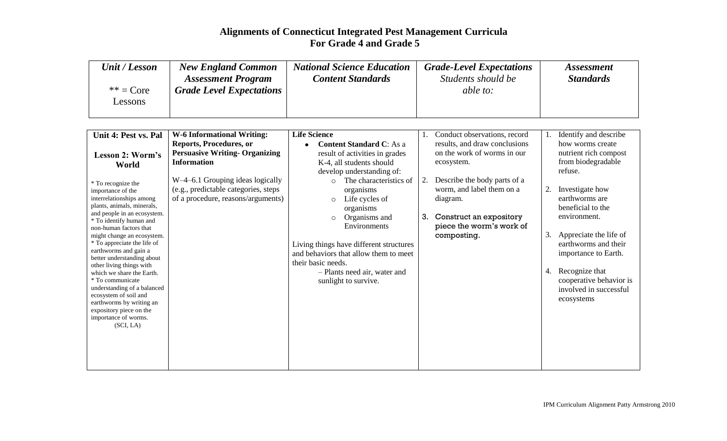# Alignments of Connecticut Integrated Pest Management Curricula
# For Grade 4 and Grade 5

| *Unit / Lesson*<br><br>** = Core Lessons | *New England Common Assessment Program Grade Level Expectations* | *National Science Education Content Standards* | *Grade-Level Expectations* Students should be *able to:* | *Assessment Standards* |
|---|---|---|---|---|
| **Unit 4: Pest vs. Pal**<br><br>**Lesson 2: Worm's World**<br><br>* To recognize the importance of the interrelationships among plants, animals, minerals, and people in an ecosystem.<br>* To identify human and non-human factors that might change an ecosystem.<br>* To appreciate the life of earthworms and gain a better understanding about other living things with which we share the Earth.<br>* To communicate understanding of a balanced ecosystem of soil and earthworms by writing an expository piece on the importance of worms.<br>(SCI, LA) | **W-6 Informational Writing: Reports, Procedures, or Persuasive Writing- Organizing Information**<br><br>W–4–6.1 Grouping ideas logically (e.g., predictable categories, steps of a procedure, reasons/arguments) | **Life Science**<br>• **Content Standard C**: As a result of activities in grades K-4, all students should develop understanding of:<br>○ The characteristics of organisms<br>○ Life cycles of organisms<br>○ Organisms and Environments<br><br>Living things have different structures and behaviors that allow them to meet their basic needs.<br>– Plants need air, water and sunlight to survive. | 1. Conduct observations, record results, and draw conclusions on the work of worms in our ecosystem.<br><br>2. Describe the body parts of a worm, and label them on a diagram.<br><br>3. Construct an expository piece the worm's work of composting. | 1. Identify and describe how worms create nutrient rich compost from biodegradable refuse.<br><br>2. Investigate how earthworms are beneficial to the environment.<br><br>3. Appreciate the life of earthworms and their importance to Earth.<br><br>4. Recognize that cooperative behavior is involved in successful ecosystems |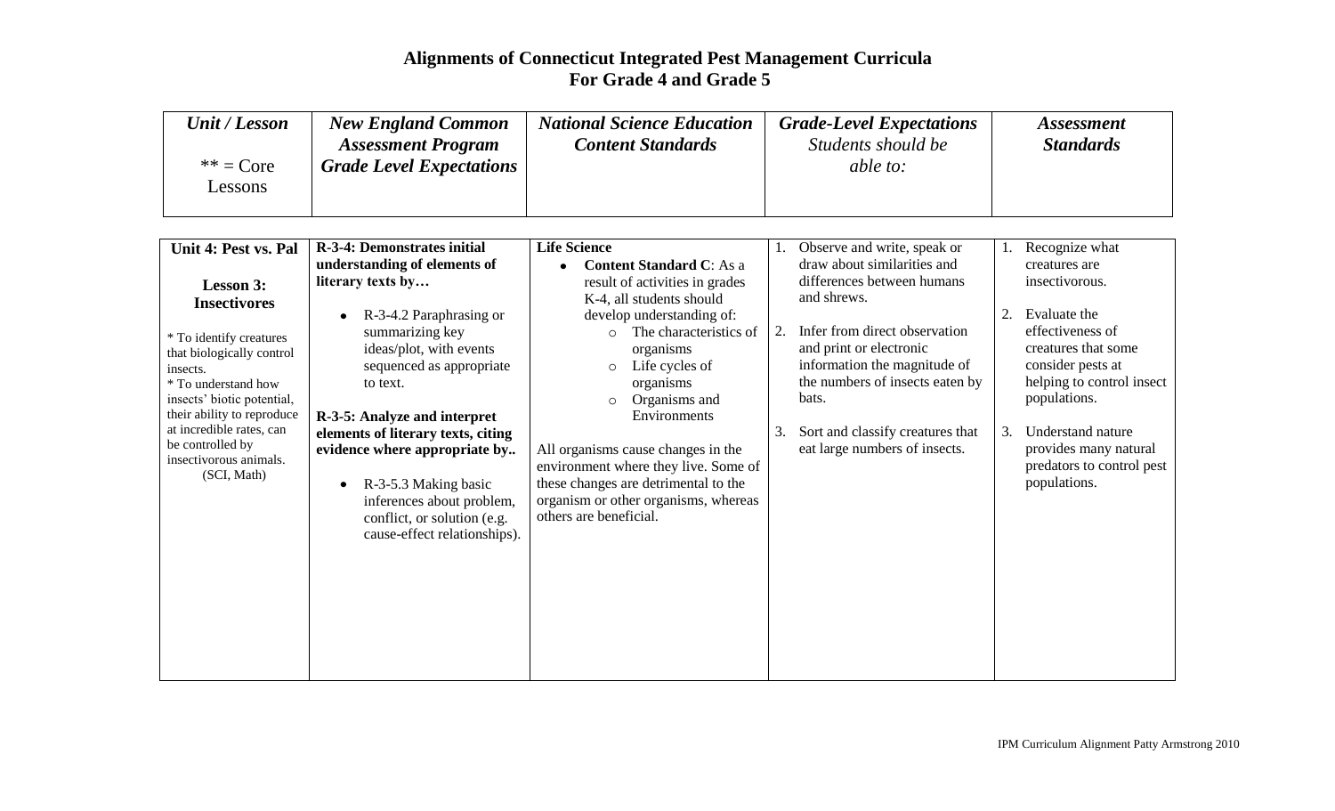# Alignments of Connecticut Integrated Pest Management Curricula For Grade 4 and Grade 5

| *Unit / Lesson*<br><br>** = Core Lessons | *New England Common Assessment Program Grade Level Expectations* | *National Science Education Content Standards* | *Grade-Level Expectations* *Students should be able to:* | *Assessment Standards* |
|---|---|---|---|---|
| **Unit 4: Pest vs. Pal**<br><br>**Lesson 3: Insectivores**<br><br>* To identify creatures that biologically control insects.<br>* To understand how insects' biotic potential, their ability to reproduce at incredible rates, can be controlled by insectivorous animals.<br>(SCI, Math) | **R-3-4: Demonstrates initial understanding of elements of literary texts by…**<br><br>• R-3-4.2 Paraphrasing or summarizing key ideas/plot, with events sequenced as appropriate to text.<br><br>**R-3-5: Analyze and interpret elements of literary texts, citing evidence where appropriate by..**<br><br>• R-3-5.3 Making basic inferences about problem, conflict, or solution (e.g. cause-effect relationships). | **Life Science**<br>• **Content Standard C**: As a result of activities in grades K-4, all students should develop understanding of:<br>○ The characteristics of organisms<br>○ Life cycles of organisms<br>○ Organisms and Environments<br><br>All organisms cause changes in the environment where they live. Some of these changes are detrimental to the organism or other organisms, whereas others are beneficial. | 1. Observe and write, speak or draw about similarities and differences between humans and shrews.<br><br>2. Infer from direct observation and print or electronic information the magnitude of the numbers of insects eaten by bats.<br><br>3. Sort and classify creatures that eat large numbers of insects. | 1. Recognize what creatures are insectivorous.<br><br>2. Evaluate the effectiveness of creatures that some consider pests at helping to control insect populations.<br><br>3. Understand nature provides many natural predators to control pest populations. |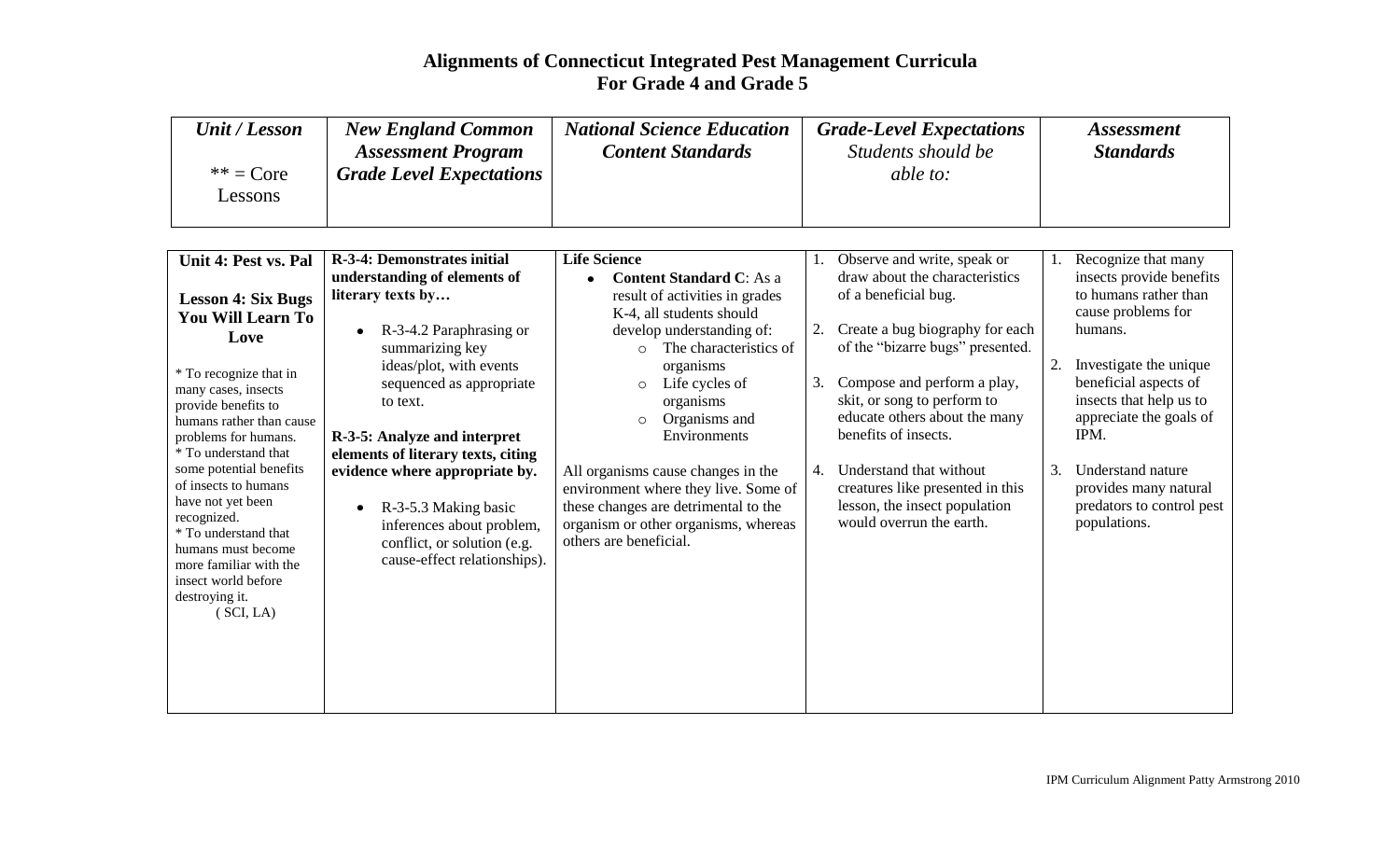# Alignments of Connecticut Integrated Pest Management Curricula
# For Grade 4 and Grade 5

| *Unit / Lesson*<br><br>** = Core Lessons | *New England Common Assessment Program Grade Level Expectations* | *National Science Education Content Standards* | *Grade-Level Expectations* Students should be *able to:* | *Assessment Standards* |
|---|---|---|---|---|
| **Unit 4: Pest vs. Pal**<br><br>**Lesson 4: Six Bugs You Will Learn To Love**<br><br>* To recognize that in many cases, insects provide benefits to humans rather than cause problems for humans.<br>* To understand that some potential benefits of insects to humans have not yet been recognized.<br>* To understand that humans must become more familiar with the insect world before destroying it.<br>( SCI, LA) | **R-3-4: Demonstrates initial understanding of elements of literary texts by…**<br><br>• R-3-4.2 Paraphrasing or summarizing key ideas/plot, with events sequenced as appropriate to text.<br><br>**R-3-5: Analyze and interpret elements of literary texts, citing evidence where appropriate by.**<br><br>• R-3-5.3 Making basic inferences about problem, conflict, or solution (e.g. cause-effect relationships). | **Life Science**<br>• **Content Standard C**: As a result of activities in grades K-4, all students should develop understanding of:<br>○ The characteristics of organisms<br>○ Life cycles of organisms<br>○ Organisms and Environments<br><br>All organisms cause changes in the environment where they live. Some of these changes are detrimental to the organism or other organisms, whereas others are beneficial. | 1. Observe and write, speak or draw about the characteristics of a beneficial bug.<br><br>2. Create a bug biography for each of the "bizarre bugs" presented.<br><br>3. Compose and perform a play, skit, or song to perform to educate others about the many benefits of insects.<br><br>4. Understand that without creatures like presented in this lesson, the insect population would overrun the earth. | 1. Recognize that many insects provide benefits to humans rather than cause problems for humans.<br><br>2. Investigate the unique beneficial aspects of insects that help us to appreciate the goals of IPM.<br><br>3. Understand nature provides many natural predators to control pest populations. |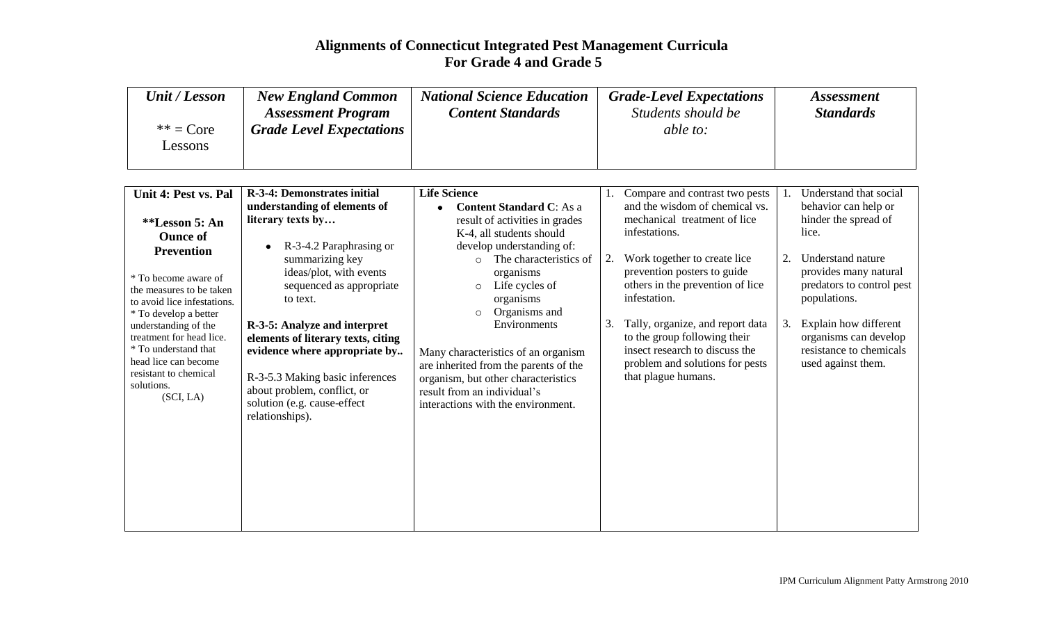# Alignments of Connecticut Integrated Pest Management Curricula
# For Grade 4 and Grade 5

| *Unit / Lesson*<br><br>** = Core Lessons | *New England Common Assessment Program Grade Level Expectations* | *National Science Education Content Standards* | *Grade-Level Expectations* *Students should be able to:* | *Assessment Standards* |
|---|---|---|---|---|
| **Unit 4: Pest vs. Pal**<br><br>****Lesson 5: An Ounce of Prevention**<br><br>* To become aware of the measures to be taken to avoid lice infestations.<br>* To develop a better understanding of the treatment for head lice.<br>* To understand that head lice can become resistant to chemical solutions.<br>(SCI, LA) | **R-3-4: Demonstrates initial understanding of elements of literary texts by…**<br><br>• R-3-4.2 Paraphrasing or summarizing key ideas/plot, with events sequenced as appropriate to text.<br><br>**R-3-5: Analyze and interpret elements of literary texts, citing evidence where appropriate by..**<br><br>R-3-5.3 Making basic inferences about problem, conflict, or solution (e.g. cause-effect relationships). | **Life Science**<br>• **Content Standard C**: As a result of activities in grades K-4, all students should develop understanding of:<br>  ○ The characteristics of organisms<br>  ○ Life cycles of organisms<br>  ○ Organisms and Environments<br><br>Many characteristics of an organism are inherited from the parents of the organism, but other characteristics result from an individual's interactions with the environment. | 1. Compare and contrast two pests and the wisdom of chemical vs. mechanical treatment of lice infestations.<br><br>2. Work together to create lice prevention posters to guide others in the prevention of lice infestation.<br><br>3. Tally, organize, and report data to the group following their insect research to discuss the problem and solutions for pests that plague humans. | 1. Understand that social behavior can help or hinder the spread of lice.<br><br>2. Understand nature provides many natural predators to control pest populations.<br><br>3. Explain how different organisms can develop resistance to chemicals used against them. |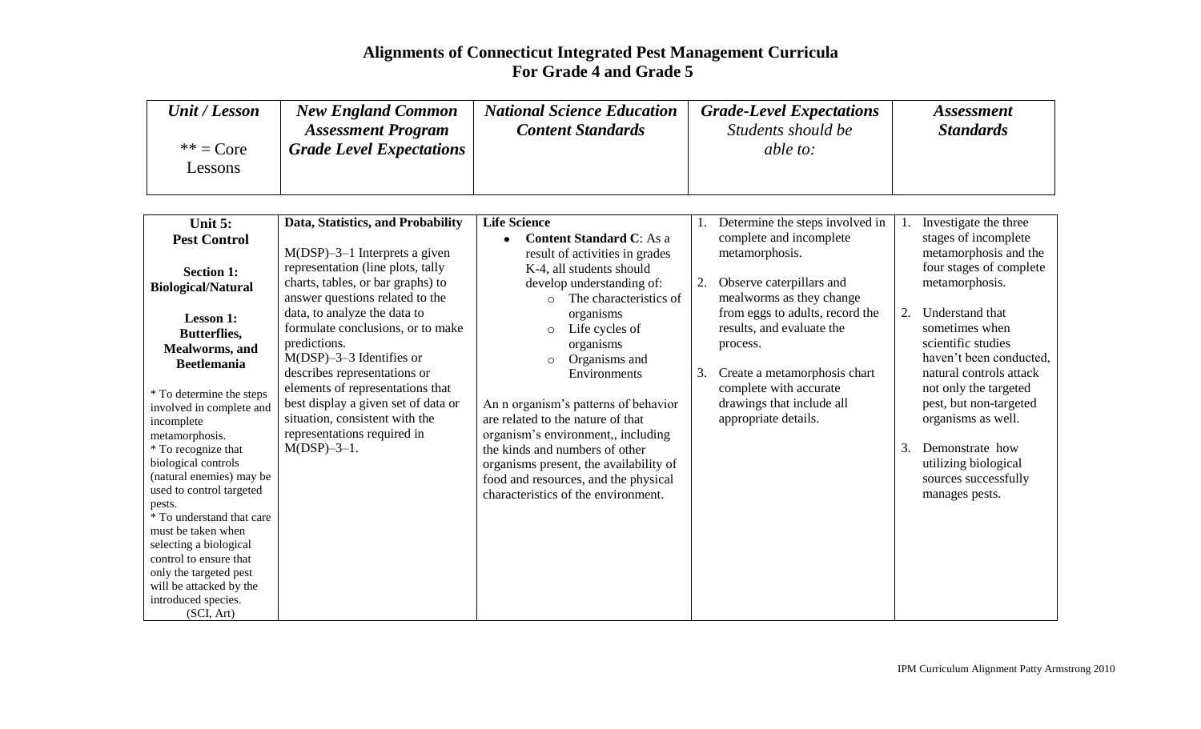# Alignments of Connecticut Integrated Pest Management Curricula
# For Grade 4 and Grade 5

| *Unit / Lesson*<br><br>** = Core Lessons | *New England Common Assessment Program Grade Level Expectations* | *National Science Education Content Standards* | *Grade-Level Expectations* Students should be *able to:* | *Assessment Standards* |
|---|---|---|---|---|
| **Unit 5: Pest Control**<br><br>**Section 1: Biological/Natural**<br><br>**Lesson 1: Butterflies, Mealworms, and Beetlemania**<br><br>* To determine the steps involved in complete and incomplete metamorphosis.<br>* To recognize that biological controls (natural enemies) may be used to control targeted pests.<br>* To understand that care must be taken when selecting a biological control to ensure that only the targeted pest will be attacked by the introduced species.<br>(SCI, Art) | **Data, Statistics, and Probability**<br><br>M(DSP)–3–1 Interprets a given representation (line plots, tally charts, tables, or bar graphs) to answer questions related to the data, to analyze the data to formulate conclusions, or to make predictions.<br>M(DSP)–3–3 Identifies or describes representations or elements of representations that best display a given set of data or situation, consistent with the representations required in M(DSP)–3–1. | **Life Science**<br>• **Content Standard C**: As a result of activities in grades K-4, all students should develop understanding of:<br>  ○ The characteristics of organisms<br>  ○ Life cycles of organisms<br>  ○ Organisms and Environments<br><br>An n organism's patterns of behavior are related to the nature of that organism's environment,, including the kinds and numbers of other organisms present, the availability of food and resources, and the physical characteristics of the environment. | 1. Determine the steps involved in complete and incomplete metamorphosis.<br><br>2. Observe caterpillars and mealworms as they change from eggs to adults, record the results, and evaluate the process.<br><br>3. Create a metamorphosis chart complete with accurate drawings that include all appropriate details. | 1. Investigate the three stages of incomplete metamorphosis and the four stages of complete metamorphosis.<br><br>2. Understand that sometimes when scientific studies haven't been conducted, natural controls attack not only the targeted pest, but non-targeted organisms as well.<br><br>3. Demonstrate how utilizing biological sources successfully manages pests. |

IPM Curriculum Alignment Patty Armstrong 2010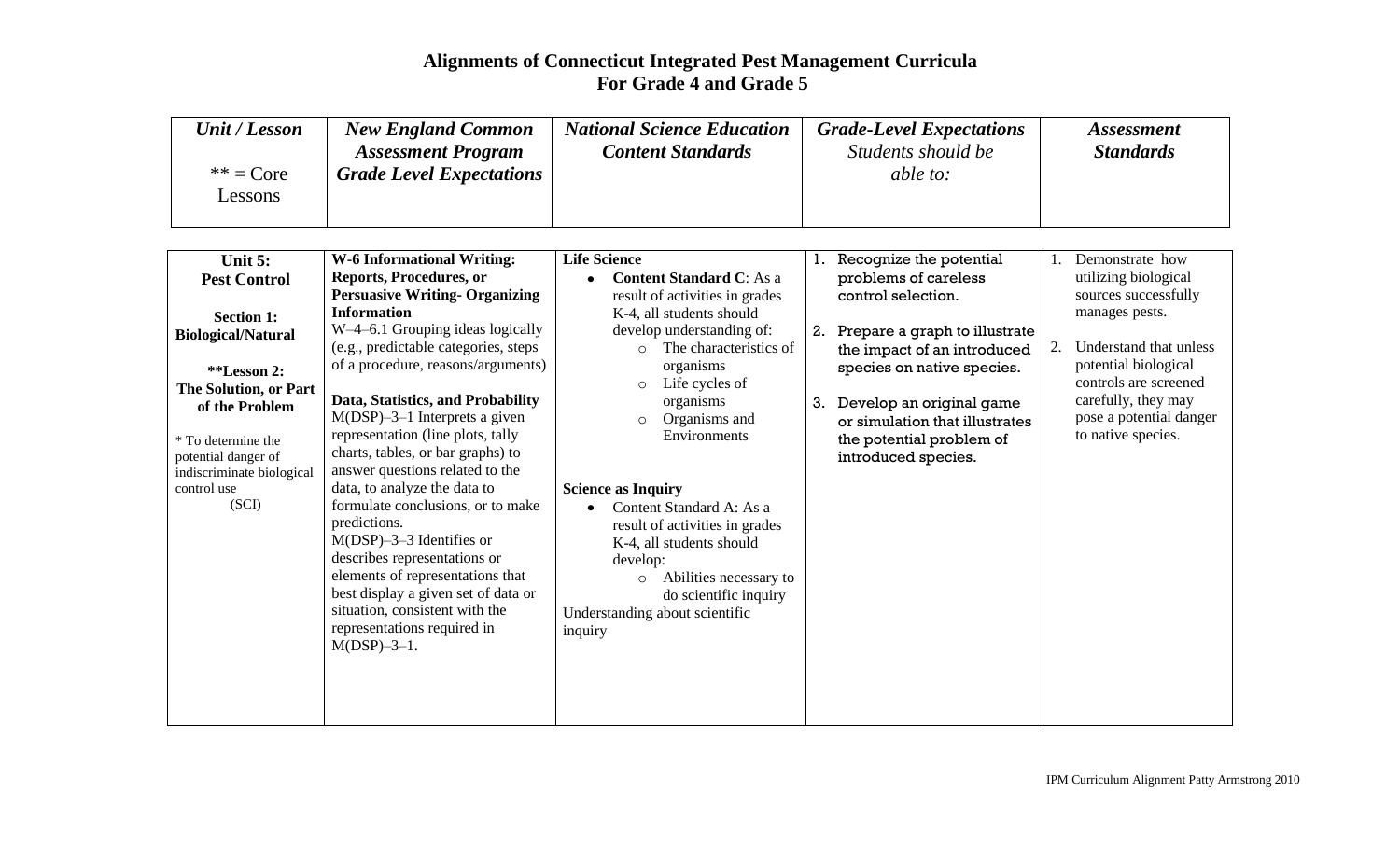## Alignments of Connecticut Integrated Pest Management Curricula
## For Grade 4 and Grade 5

| *Unit / Lesson*<br><br>** = Core Lessons | *New England Common Assessment Program Grade Level Expectations* | *National Science Education Content Standards* | *Grade-Level Expectations* Students should be able to: | *Assessment Standards* |
|---|---|---|---|---|
| **Unit 5: Pest Control**<br><br>**Section 1: Biological/Natural**<br><br>****Lesson 2: The Solution, or Part of the Problem**<br><br>* To determine the potential danger of indiscriminate biological control use (SCI) | **W-6 Informational Writing: Reports, Procedures, or Persuasive Writing- Organizing Information**<br>W–4–6.1 Grouping ideas logically (e.g., predictable categories, steps of a procedure, reasons/arguments)<br><br>**Data, Statistics, and Probability**<br>M(DSP)–3–1 Interprets a given representation (line plots, tally charts, tables, or bar graphs) to answer questions related to the data, to analyze the data to formulate conclusions, or to make predictions.<br>M(DSP)–3–3 Identifies or describes representations or elements of representations that best display a given set of data or situation, consistent with the representations required in M(DSP)–3–1. | **Life Science**<br>• **Content Standard C**: As a result of activities in grades K-4, all students should develop understanding of:<br>○ The characteristics of organisms<br>○ Life cycles of organisms<br>○ Organisms and Environments<br><br>**Science as Inquiry**<br>• Content Standard A: As a result of activities in grades K-4, all students should develop:<br>○ Abilities necessary to do scientific inquiry<br>Understanding about scientific inquiry | 1. Recognize the potential problems of careless control selection.<br>2. Prepare a graph to illustrate the impact of an introduced species on native species.<br>3. Develop an original game or simulation that illustrates the potential problem of introduced species. | 1. Demonstrate how utilizing biological sources successfully manages pests.<br>2. Understand that unless potential biological controls are screened carefully, they may pose a potential danger to native species. |

IPM Curriculum Alignment Patty Armstrong 2010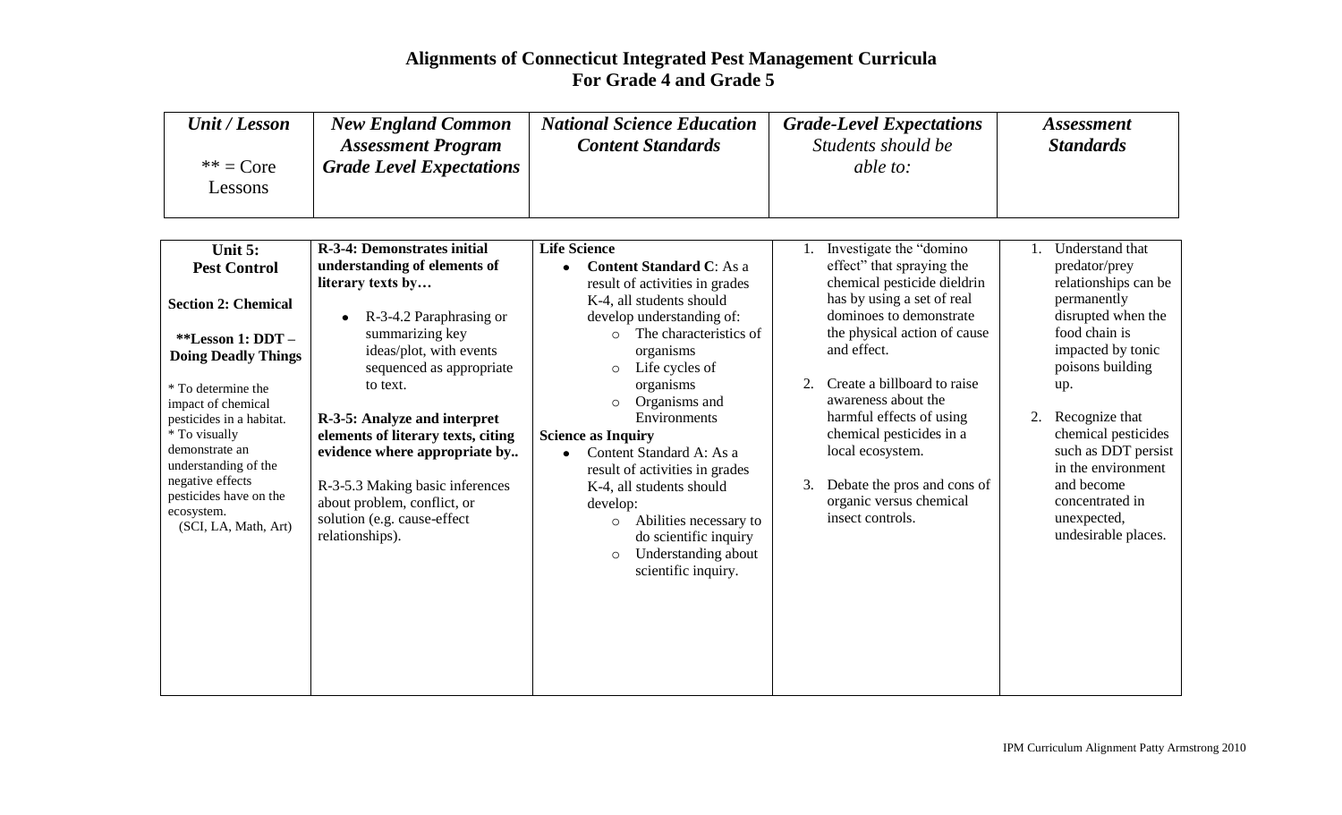# Alignments of Connecticut Integrated Pest Management Curricula
# For Grade 4 and Grade 5

| *Unit / Lesson*<br><br>** = Core Lessons | *New England Common Assessment Program Grade Level Expectations* | *National Science Education Content Standards* | *Grade-Level Expectations* Students should be *able to:* | *Assessment Standards* |
|---|---|---|---|---|
| **Unit 5: Pest Control**<br><br>**Section 2: Chemical**<br><br>****Lesson 1: DDT – Doing Deadly Things**<br><br>* To determine the impact of chemical pesticides in a habitat.<br>* To visually demonstrate an understanding of the negative effects pesticides have on the ecosystem.<br>(SCI, LA, Math, Art) | **R-3-4: Demonstrates initial understanding of elements of literary texts by…**<br><br>• R-3-4.2 Paraphrasing or summarizing key ideas/plot, with events sequenced as appropriate to text.<br><br>**R-3-5: Analyze and interpret elements of literary texts, citing evidence where appropriate by..**<br><br>R-3-5.3 Making basic inferences about problem, conflict, or solution (e.g. cause-effect relationships). | **Life Science**<br>• **Content Standard C**: As a result of activities in grades K-4, all students should develop understanding of:<br>○ The characteristics of organisms<br>○ Life cycles of organisms<br>○ Organisms and Environments<br>**Science as Inquiry**<br>• Content Standard A: As a result of activities in grades K-4, all students should develop:<br>○ Abilities necessary to do scientific inquiry<br>○ Understanding about scientific inquiry. | 1. Investigate the "domino effect" that spraying the chemical pesticide dieldrin has by using a set of real dominoes to demonstrate the physical action of cause and effect.<br><br>2. Create a billboard to raise awareness about the harmful effects of using chemical pesticides in a local ecosystem.<br><br>3. Debate the pros and cons of organic versus chemical insect controls. | 1. Understand that predator/prey relationships can be permanently disrupted when the food chain is impacted by tonic poisons building up.<br><br>2. Recognize that chemical pesticides such as DDT persist in the environment and become concentrated in unexpected, undesirable places. |

IPM Curriculum Alignment Patty Armstrong 2010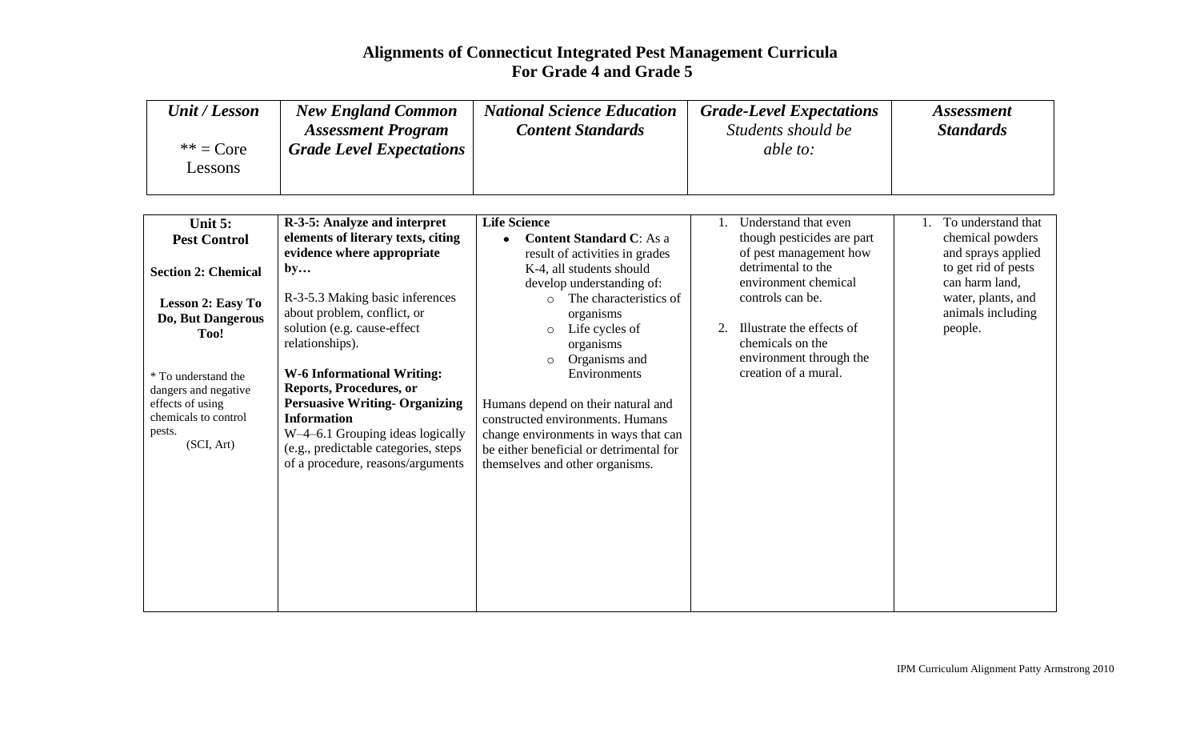# Alignments of Connecticut Integrated Pest Management Curricula
# For Grade 4 and Grade 5

| *Unit / Lesson*<br><br>** = Core Lessons | *New England Common Assessment Program Grade Level Expectations* | *National Science Education Content Standards* | *Grade-Level Expectations* *Students should be able to:* | *Assessment Standards* |
|---|---|---|---|---|
| **Unit 5: Pest Control**<br><br>**Section 2: Chemical**<br><br>**Lesson 2: Easy To Do, But Dangerous Too!**<br><br>* To understand the dangers and negative effects of using chemicals to control pests.<br>(SCI, Art) | **R-3-5: Analyze and interpret elements of literary texts, citing evidence where appropriate by…**<br><br>R-3-5.3 Making basic inferences about problem, conflict, or solution (e.g. cause-effect relationships).<br><br>**W-6 Informational Writing: Reports, Procedures, or Persuasive Writing- Organizing Information**<br>W–4–6.1 Grouping ideas logically (e.g., predictable categories, steps of a procedure, reasons/arguments | **Life Science**<br>• **Content Standard C**: As a result of activities in grades K-4, all students should develop understanding of:<br>○ The characteristics of organisms<br>○ Life cycles of organisms<br>○ Organisms and Environments<br><br>Humans depend on their natural and constructed environments. Humans change environments in ways that can be either beneficial or detrimental for themselves and other organisms. | 1. Understand that even though pesticides are part of pest management how detrimental to the environment chemical controls can be.<br><br>2. Illustrate the effects of chemicals on the environment through the creation of a mural. | 1. To understand that chemical powders and sprays applied to get rid of pests can harm land, water, plants, and animals including people. |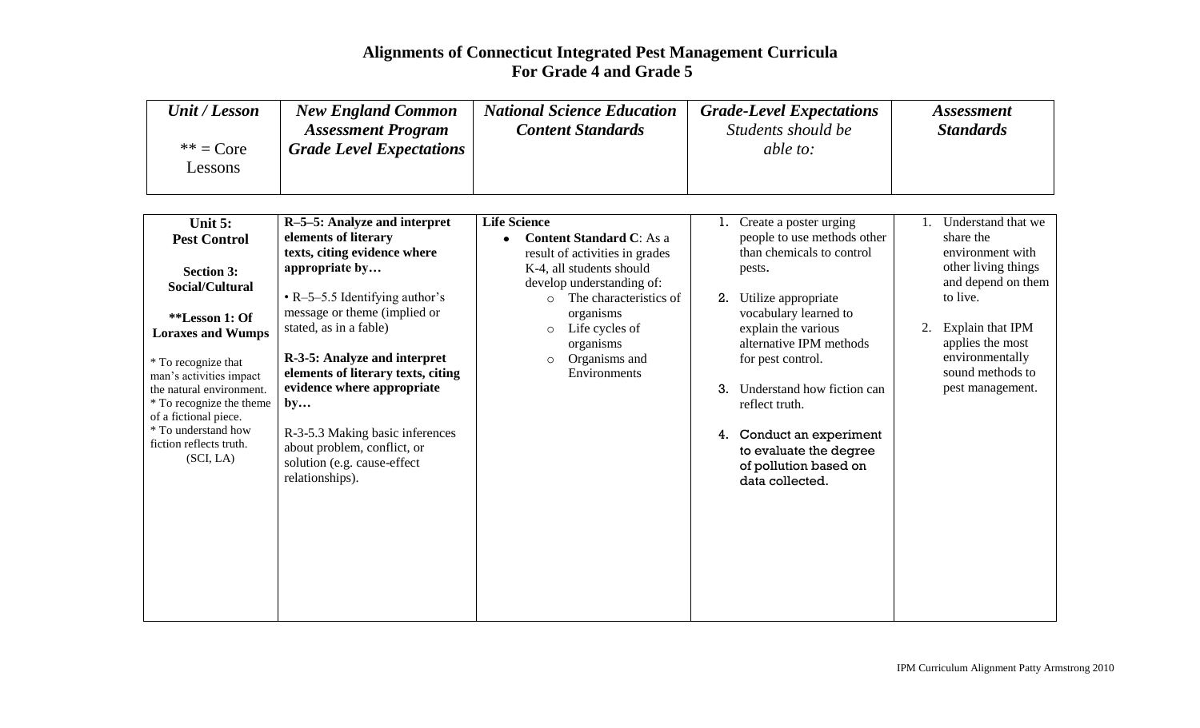# Alignments of Connecticut Integrated Pest Management Curricula For Grade 4 and Grade 5

| *Unit / Lesson*<br><br>** = Core Lessons | *New England Common Assessment Program Grade Level Expectations* | *National Science Education Content Standards* | *Grade-Level Expectations* Students should be *able to:* | *Assessment Standards* |
|---|---|---|---|---|
| **Unit 5: Pest Control**<br><br>**Section 3: Social/Cultural**<br><br>****Lesson 1: Of Loraxes and Wumps**<br><br>* To recognize that man's activities impact the natural environment.<br>* To recognize the theme of a fictional piece.<br>* To understand how fiction reflects truth.<br>(SCI, LA) | **R–5–5: Analyze and interpret elements of literary texts, citing evidence where appropriate by…**<br><br>• R–5–5.5 Identifying author's message or theme (implied or stated, as in a fable)<br><br>**R-3-5: Analyze and interpret elements of literary texts, citing evidence where appropriate by…**<br><br>R-3-5.3 Making basic inferences about problem, conflict, or solution (e.g. cause-effect relationships). | **Life Science**<br>• **Content Standard C**: As a result of activities in grades K-4, all students should develop understanding of:<br>○ The characteristics of organisms<br>○ Life cycles of organisms<br>○ Organisms and Environments | 1. Create a poster urging people to use methods other than chemicals to control pests.<br><br>2. Utilize appropriate vocabulary learned to explain the various alternative IPM methods for pest control.<br><br>3. Understand how fiction can reflect truth.<br><br>4. Conduct an experiment to evaluate the degree of pollution based on data collected. | 1. Understand that we share the environment with other living things and depend on them to live.<br><br>2. Explain that IPM applies the most environmentally sound methods to pest management. |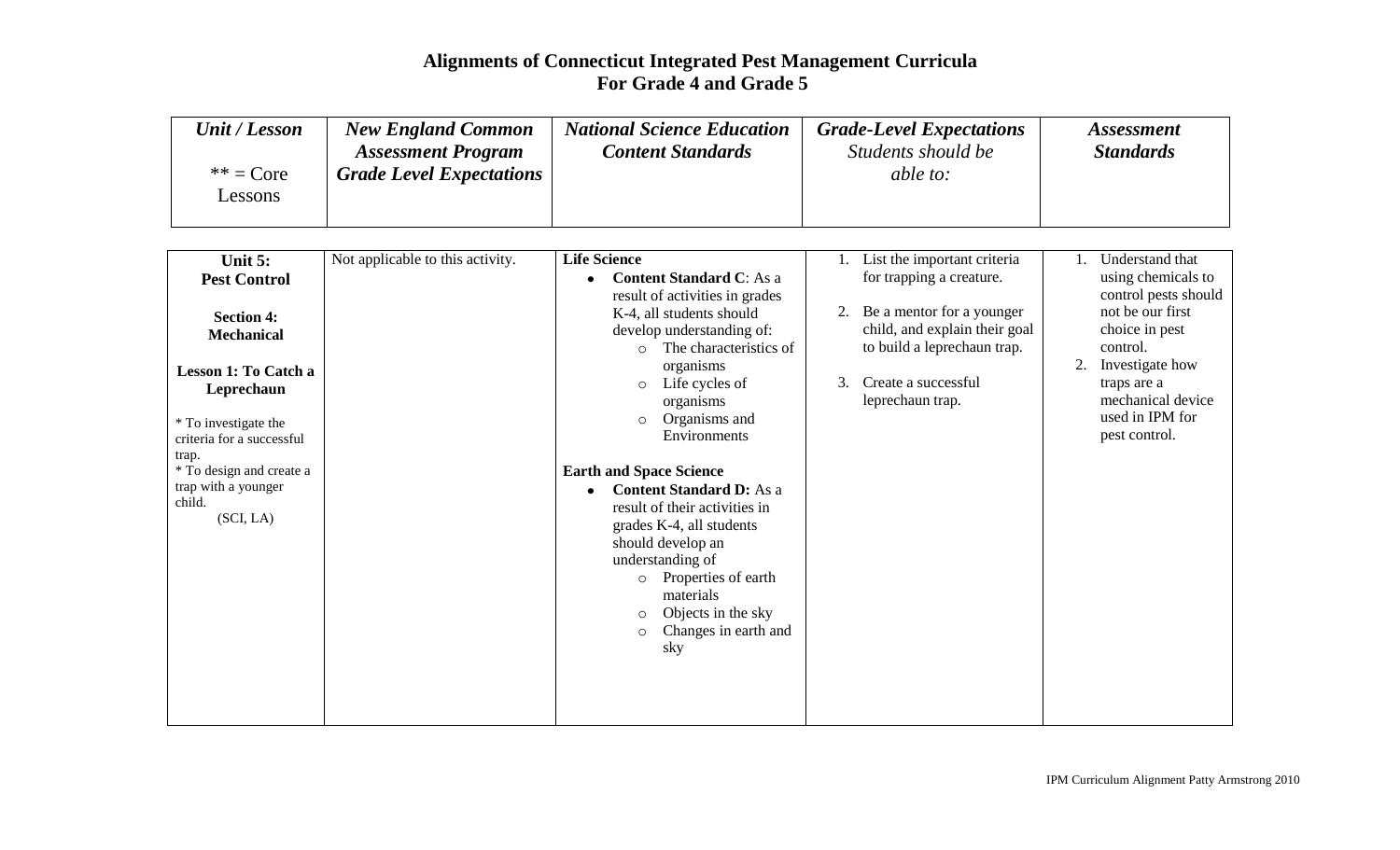# Alignments of Connecticut Integrated Pest Management Curricula
# For Grade 4 and Grade 5

| *Unit / Lesson*<br><br>** = Core Lessons | *New England Common Assessment Program Grade Level Expectations* | *National Science Education Content Standards* | *Grade-Level Expectations* Students should be able to: | *Assessment Standards* |
|---|---|---|---|---|
| **Unit 5: Pest Control**<br><br>**Section 4: Mechanical**<br><br>**Lesson 1: To Catch a Leprechaun**<br><br>* To investigate the criteria for a successful trap.<br>* To design and create a trap with a younger child.<br>(SCI, LA) | Not applicable to this activity. | **Life Science**<br>• **Content Standard C**: As a result of activities in grades K-4, all students should develop understanding of:<br>○ The characteristics of organisms<br>○ Life cycles of organisms<br>○ Organisms and Environments<br><br>**Earth and Space Science**<br>• **Content Standard D:** As a result of their activities in grades K-4, all students should develop an understanding of<br>○ Properties of earth materials<br>○ Objects in the sky<br>○ Changes in earth and sky | 1. List the important criteria for trapping a creature.<br><br>2. Be a mentor for a younger child, and explain their goal to build a leprechaun trap.<br><br>3. Create a successful leprechaun trap. | 1. Understand that using chemicals to control pests should not be our first choice in pest control.<br>2. Investigate how traps are a mechanical device used in IPM for pest control. |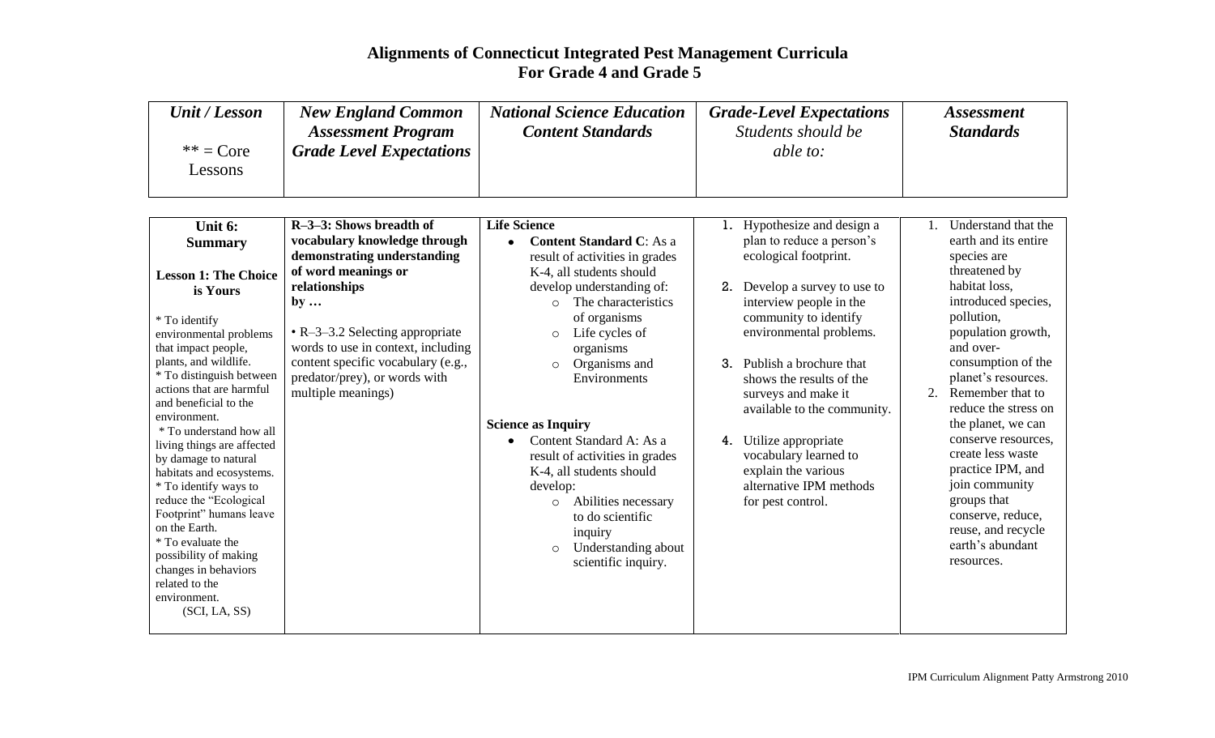# Alignments of Connecticut Integrated Pest Management Curricula
# For Grade 4 and Grade 5

| *Unit / Lesson*<br><br>** = Core Lessons | *New England Common Assessment Program Grade Level Expectations* | *National Science Education Content Standards* | *Grade-Level Expectations* Students should be able to: | *Assessment Standards* |
|---|---|---|---|---|
| **Unit 6: Summary**<br><br>**Lesson 1: The Choice is Yours**<br><br>* To identify environmental problems that impact people, plants, and wildlife.<br>* To distinguish between actions that are harmful and beneficial to the environment.<br>* To understand how all living things are affected by damage to natural habitats and ecosystems.<br>* To identify ways to reduce the "Ecological Footprint" humans leave on the Earth.<br>* To evaluate the possibility of making changes in behaviors related to the environment.<br>(SCI, LA, SS) | **R–3–3: Shows breadth of vocabulary knowledge through demonstrating understanding of word meanings or relationships by …**<br><br>• R–3–3.2 Selecting appropriate words to use in context, including content specific vocabulary (e.g., predator/prey), or words with multiple meanings) | **Life Science**<br>• **Content Standard C**: As a result of activities in grades K-4, all students should develop understanding of:<br>&nbsp;&nbsp;○ The characteristics of organisms<br>&nbsp;&nbsp;○ Life cycles of organisms<br>&nbsp;&nbsp;○ Organisms and Environments<br><br>**Science as Inquiry**<br>• Content Standard A: As a result of activities in grades K-4, all students should develop:<br>&nbsp;&nbsp;○ Abilities necessary to do scientific inquiry<br>&nbsp;&nbsp;○ Understanding about scientific inquiry. | 1. Hypothesize and design a plan to reduce a person's ecological footprint.<br><br>2. Develop a survey to use to interview people in the community to identify environmental problems.<br><br>3. Publish a brochure that shows the results of the surveys and make it available to the community.<br><br>4. Utilize appropriate vocabulary learned to explain the various alternative IPM methods for pest control. | 1. Understand that the earth and its entire species are threatened by habitat loss, introduced species, pollution, population growth, and over-consumption of the planet's resources.<br>2. Remember that to reduce the stress on the planet, we can conserve resources, create less waste practice IPM, and join community groups that conserve, reduce, reuse, and recycle earth's abundant resources. |

IPM Curriculum Alignment Patty Armstrong 2010